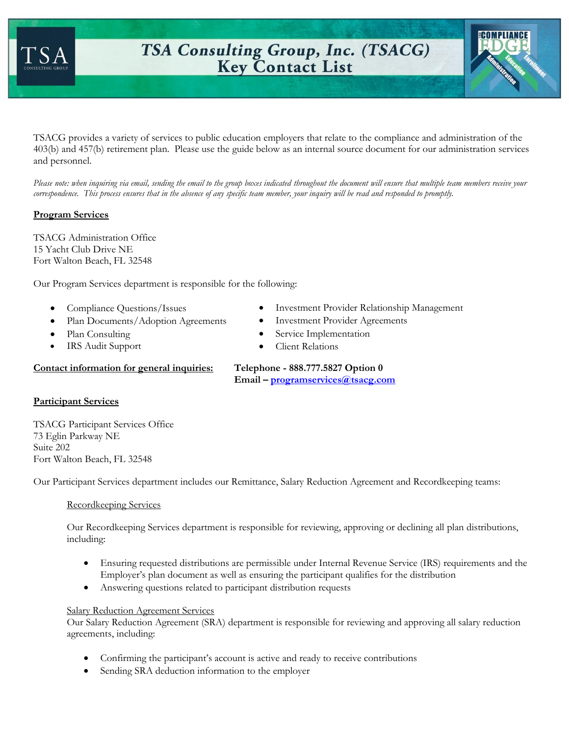# TSA Consulting Group, Inc. (TSACG)
# Key Contact List

TSACG provides a variety of services to public education employers that relate to the compliance and administration of the 403(b) and 457(b) retirement plan. Please use the guide below as an internal source document for our administration services and personnel.

*Please note: when inquiring via email, sending the email to the group boxes indicated throughout the document will ensure that multiple team members receive your correspondence. This process ensures that in the absence of any specific team member, your inquiry will be read and responded to promptly.*

## Program Services

TSACG Administration Office
15 Yacht Club Drive NE
Fort Walton Beach, FL 32548

Our Program Services department is responsible for the following:

- Compliance Questions/Issues
- Plan Documents/Adoption Agreements
- Plan Consulting
- IRS Audit Support
- Investment Provider Relationship Management
- Investment Provider Agreements
- Service Implementation
- Client Relations

**Contact information for general inquiries:**

**Telephone - 888.777.5827 Option 0**
**Email – programservices@tsacg.com**

## Participant Services

TSACG Participant Services Office
73 Eglin Parkway NE
Suite 202
Fort Walton Beach, FL 32548

Our Participant Services department includes our Remittance, Salary Reduction Agreement and Recordkeeping teams:

### Recordkeeping Services

Our Recordkeeping Services department is responsible for reviewing, approving or declining all plan distributions, including:

- Ensuring requested distributions are permissible under Internal Revenue Service (IRS) requirements and the Employer's plan document as well as ensuring the participant qualifies for the distribution
- Answering questions related to participant distribution requests

### Salary Reduction Agreement Services

Our Salary Reduction Agreement (SRA) department is responsible for reviewing and approving all salary reduction agreements, including:

- Confirming the participant's account is active and ready to receive contributions
- Sending SRA deduction information to the employer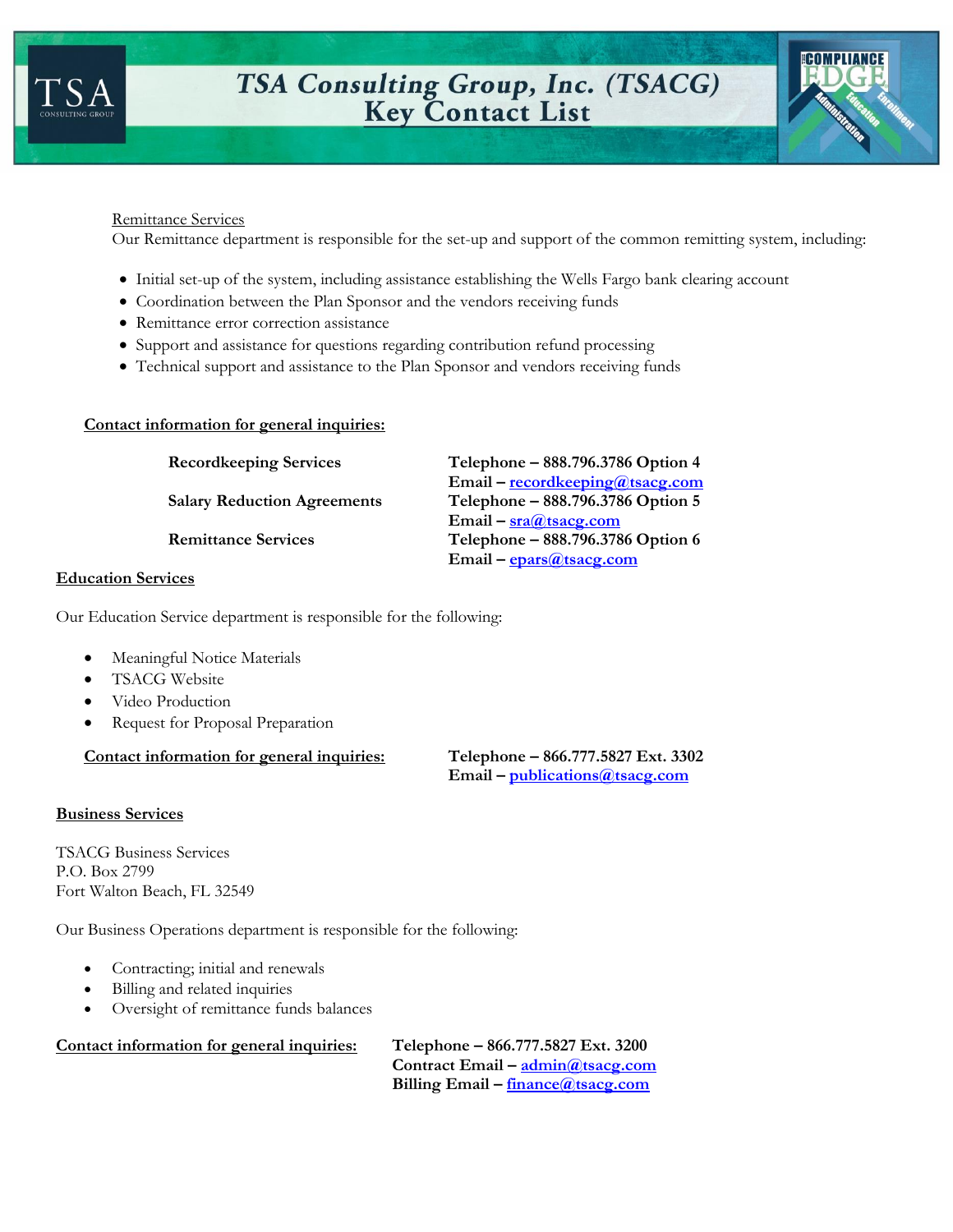# TSA Consulting Group, Inc. (TSACG)
# Key Contact List

Remittance Services

Our Remittance department is responsible for the set-up and support of the common remitting system, including:

- Initial set-up of the system, including assistance establishing the Wells Fargo bank clearing account
- Coordination between the Plan Sponsor and the vendors receiving funds
- Remittance error correction assistance
- Support and assistance for questions regarding contribution refund processing
- Technical support and assistance to the Plan Sponsor and vendors receiving funds

**Contact information for general inquiries:**

| | |
|---|---|
| **Recordkeeping Services** | **Telephone – 888.796.3786 Option 4**<br>**Email – recordkeeping@tsacg.com** |
| **Salary Reduction Agreements** | **Telephone – 888.796.3786 Option 5**<br>**Email – sra@tsacg.com** |
| **Remittance Services** | **Telephone – 888.796.3786 Option 6**<br>**Email – epars@tsacg.com** |

## Education Services

Our Education Service department is responsible for the following:

- Meaningful Notice Materials
- TSACG Website
- Video Production
- Request for Proposal Preparation

**Contact information for general inquiries:**

**Telephone – 866.777.5827 Ext. 3302**
**Email – publications@tsacg.com**

## Business Services

TSACG Business Services
P.O. Box 2799
Fort Walton Beach, FL 32549

Our Business Operations department is responsible for the following:

- Contracting; initial and renewals
- Billing and related inquiries
- Oversight of remittance funds balances

**Contact information for general inquiries:**

**Telephone – 866.777.5827 Ext. 3200**
**Contract Email – admin@tsacg.com**
**Billing Email – finance@tsacg.com**